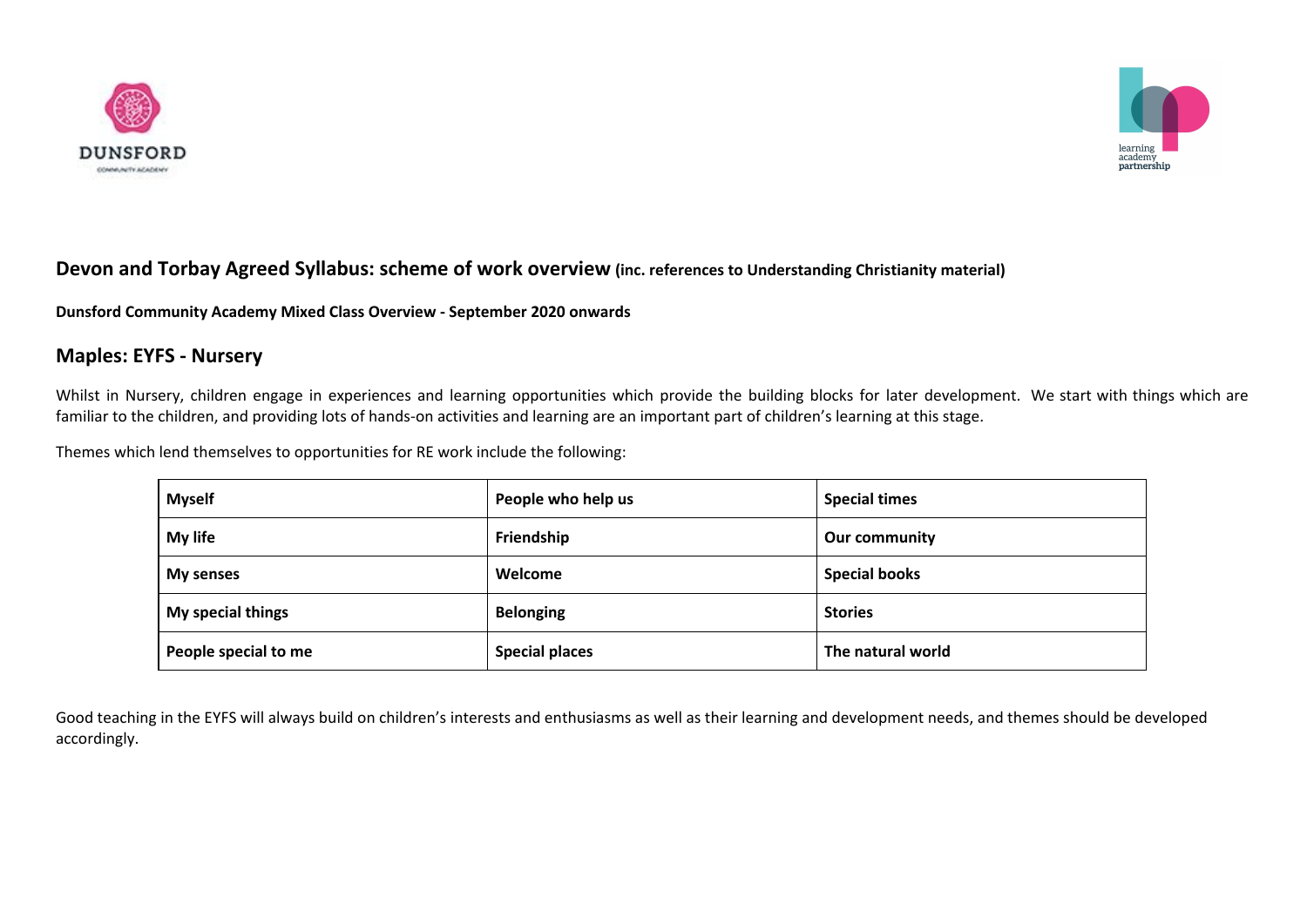## Devon and Torbay Agreed Syllabus: scheme of work overview (inc. references to Understanding Christianity material)

**Dunsford Community Academy Mixed Class Overview - September 2020 onwards**

## Maples: EYFS - Nursery

Whilst in Nursery, children engage in experiences and learning opportunities which provide the building blocks for later development. We start with things which are familiar to the children, and providing lots of hands-on activities and learning are an important part of children's learning at this stage.

Themes which lend themselves to opportunities for RE work include the following:

| | | |
|---|---|---|
| **Myself** | **People who help us** | **Special times** |
| **My life** | **Friendship** | **Our community** |
| **My senses** | **Welcome** | **Special books** |
| **My special things** | **Belonging** | **Stories** |
| **People special to me** | **Special places** | **The natural world** |

Good teaching in the EYFS will always build on children's interests and enthusiasms as well as their learning and development needs, and themes should be developed accordingly.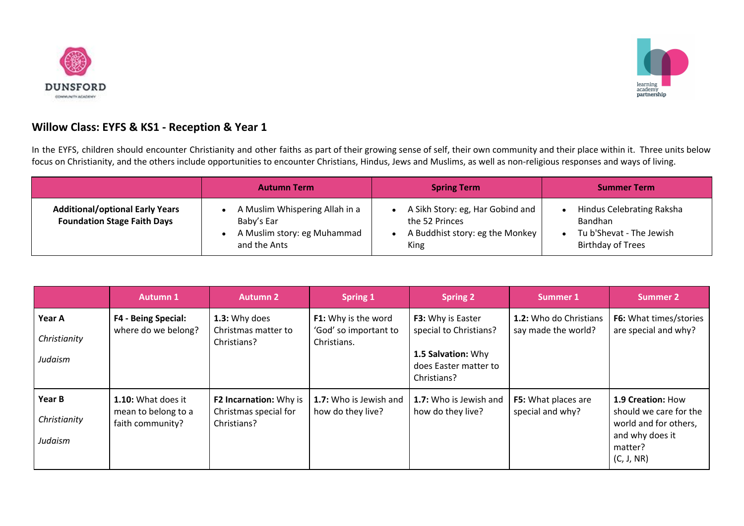## Willow Class: EYFS & KS1 - Reception & Year 1

In the EYFS, children should encounter Christianity and other faiths as part of their growing sense of self, their own community and their place within it. Three units below focus on Christianity, and the others include opportunities to encounter Christians, Hindus, Jews and Muslims, as well as non-religious responses and ways of living.

| | Autumn Term | Spring Term | Summer Term |
|---|---|---|---|
| **Additional/optional Early Years Foundation Stage Faith Days** | • A Muslim Whispering Allah in a Baby's Ear<br>• A Muslim story: eg Muhammad and the Ants | • A Sikh Story: eg, Har Gobind and the 52 Princes<br>• A Buddhist story: eg the Monkey King | • Hindus Celebrating Raksha Bandhan<br>• Tu b'Shevat - The Jewish Birthday of Trees |

| | Autumn 1 | Autumn 2 | Spring 1 | Spring 2 | Summer 1 | Summer 2 |
|---|---|---|---|---|---|---|
| **Year A**<br>*Christianity*<br>*Judaism* | **F4 - Being Special:** where do we belong? | **1.3:** Why does Christmas matter to Christians? | **F1:** Why is the word 'God' so important to Christians. | **F3:** Why is Easter special to Christians?<br>**1.5 Salvation:** Why does Easter matter to Christians? | **1.2:** Who do Christians say made the world? | **F6:** What times/stories are special and why? |
| **Year B**<br>*Christianity*<br>*Judaism* | **1.10:** What does it mean to belong to a faith community? | **F2 Incarnation:** Why is Christmas special for Christians? | **1.7:** Who is Jewish and how do they live? | **1.7:** Who is Jewish and how do they live? | **F5:** What places are special and why? | **1.9 Creation:** How should we care for the world and for others, and why does it matter?<br>(C, J, NR) |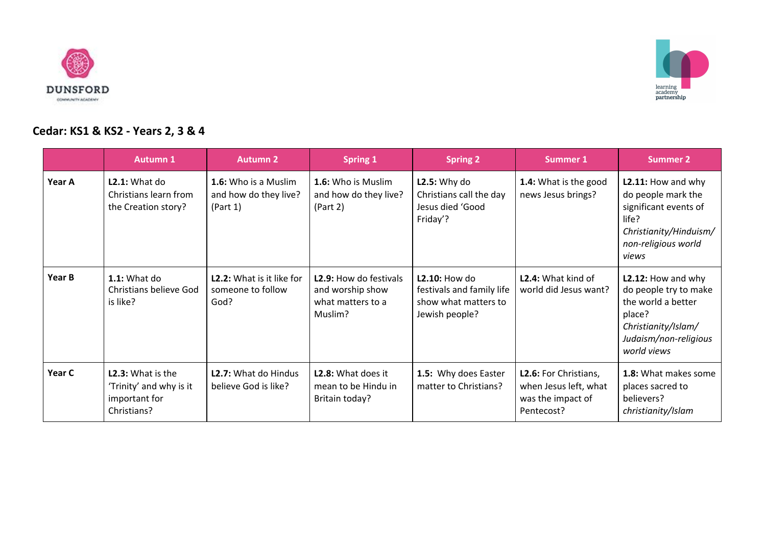## Cedar: KS1 & KS2 - Years 2, 3 & 4

| | Autumn 1 | Autumn 2 | Spring 1 | Spring 2 | Summer 1 | Summer 2 |
|---|---|---|---|---|---|---|
| **Year A** | **L2.1:** What do Christians learn from the Creation story? | **1.6:** Who is a Muslim and how do they live? (Part 1) | **1.6:** Who is Muslim and how do they live? (Part 2) | **L2.5:** Why do Christians call the day Jesus died 'Good Friday'? | **1.4:** What is the good news Jesus brings? | **L2.11:** How and why do people mark the significant events of life? *Christianity/Hinduism/ non-religious world views* |
| **Year B** | **1.1:** What do Christians believe God is like? | **L2.2:** What is it like for someone to follow God? | **L2.9:** How do festivals and worship show what matters to a Muslim? | **L2.10:** How do festivals and family life show what matters to Jewish people? | **L2.4:** What kind of world did Jesus want? | **L2.12:** How and why do people try to make the world a better place? *Christianity/Islam/ Judaism/non-religious world views* |
| **Year C** | **L2.3:** What is the 'Trinity' and why is it important for Christians? | **L2.7:** What do Hindus believe God is like? | **L2.8:** What does it mean to be Hindu in Britain today? | **1.5:** Why does Easter matter to Christians? | **L2.6:** For Christians, when Jesus left, what was the impact of Pentecost? | **1.8:** What makes some places sacred to believers? *christianity/Islam* |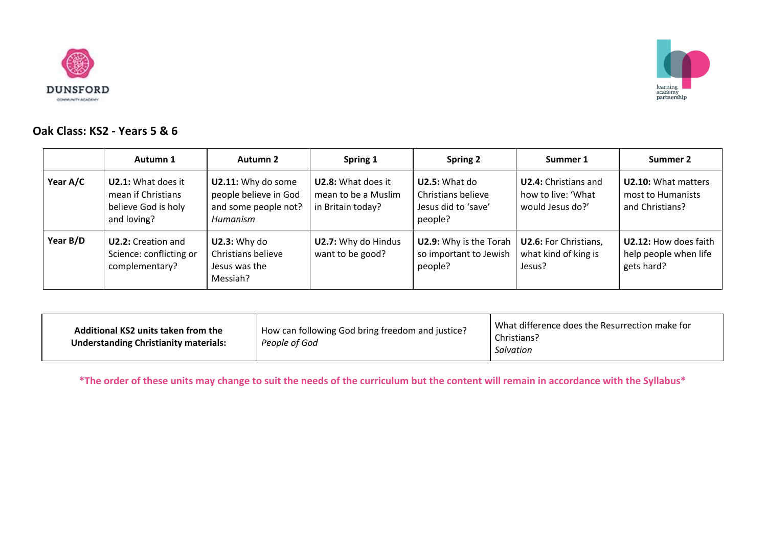## Oak Class: KS2 - Years 5 & 6

| | Autumn 1 | Autumn 2 | Spring 1 | Spring 2 | Summer 1 | Summer 2 |
|---|---|---|---|---|---|---|
| **Year A/C** | **U2.1:** What does it mean if Christians believe God is holy and loving? | **U2.11:** Why do some people believe in God and some people not? *Humanism* | **U2.8:** What does it mean to be a Muslim in Britain today? | **U2.5:** What do Christians believe Jesus did to 'save' people? | **U2.4:** Christians and how to live: 'What would Jesus do?' | **U2.10:** What matters most to Humanists and Christians? |
| **Year B/D** | **U2.2:** Creation and Science: conflicting or complementary? | **U2.3:** Why do Christians believe Jesus was the Messiah? | **U2.7:** Why do Hindus want to be good? | **U2.9:** Why is the Torah so important to Jewish people? | **U2.6:** For Christians, what kind of king is Jesus? | **U2.12:** How does faith help people when life gets hard? |

| | | |
|---|---|---|
| **Additional KS2 units taken from the Understanding Christianity materials:** | How can following God bring freedom and justice? *People of God* | What difference does the Resurrection make for Christians? *Salvation* |

**\*The order of these units may change to suit the needs of the curriculum but the content will remain in accordance with the Syllabus\***